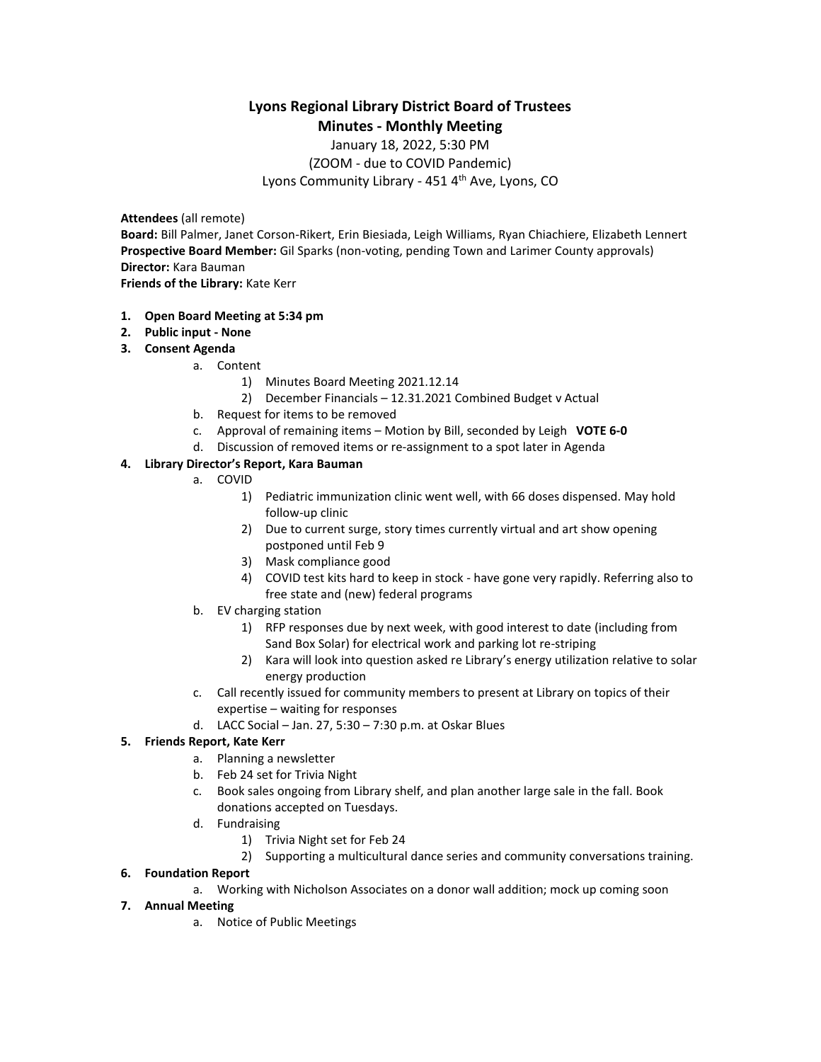# Lyons Regional Library District Board of Trustees

## Minutes - Monthly Meeting

January 18, 2022, 5:30 PM
(ZOOM - due to COVID Pandemic)
Lyons Community Library - 451 4th Ave, Lyons, CO

**Attendees** (all remote)
**Board:** Bill Palmer, Janet Corson-Rikert, Erin Biesiada, Leigh Williams, Ryan Chiachiere, Elizabeth Lennert
**Prospective Board Member:** Gil Sparks (non-voting, pending Town and Larimer County approvals)
**Director:** Kara Bauman
**Friends of the Library:** Kate Kerr

1. **Open Board Meeting at 5:34 pm**
2. **Public input - None**
3. **Consent Agenda**
    a. Content
        1) Minutes Board Meeting 2021.12.14
        2) December Financials – 12.31.2021 Combined Budget v Actual
    b. Request for items to be removed
    c. Approval of remaining items – Motion by Bill, seconded by Leigh **VOTE 6-0**
    d. Discussion of removed items or re-assignment to a spot later in Agenda
4. **Library Director's Report, Kara Bauman**
    a. COVID
        1) Pediatric immunization clinic went well, with 66 doses dispensed. May hold follow-up clinic
        2) Due to current surge, story times currently virtual and art show opening postponed until Feb 9
        3) Mask compliance good
        4) COVID test kits hard to keep in stock - have gone very rapidly. Referring also to free state and (new) federal programs
    b. EV charging station
        1) RFP responses due by next week, with good interest to date (including from Sand Box Solar) for electrical work and parking lot re-striping
        2) Kara will look into question asked re Library's energy utilization relative to solar energy production
    c. Call recently issued for community members to present at Library on topics of their expertise – waiting for responses
    d. LACC Social – Jan. 27, 5:30 – 7:30 p.m. at Oskar Blues
5. **Friends Report, Kate Kerr**
    a. Planning a newsletter
    b. Feb 24 set for Trivia Night
    c. Book sales ongoing from Library shelf, and plan another large sale in the fall. Book donations accepted on Tuesdays.
    d. Fundraising
        1) Trivia Night set for Feb 24
        2) Supporting a multicultural dance series and community conversations training.
6. **Foundation Report**
    a. Working with Nicholson Associates on a donor wall addition; mock up coming soon
7. **Annual Meeting**
    a. Notice of Public Meetings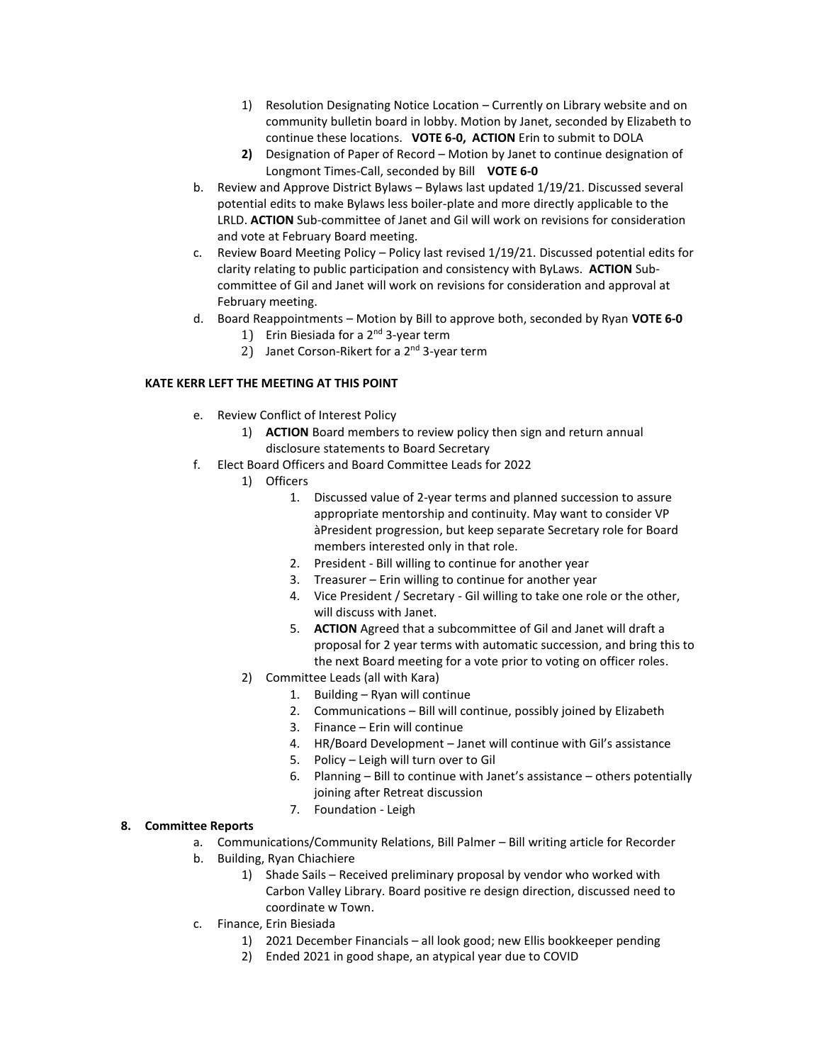1) Resolution Designating Notice Location – Currently on Library website and on community bulletin board in lobby. Motion by Janet, seconded by Elizabeth to continue these locations. **VOTE 6-0, ACTION** Erin to submit to DOLA
**2)** Designation of Paper of Record – Motion by Janet to continue designation of Longmont Times-Call, seconded by Bill **VOTE 6-0**

b. Review and Approve District Bylaws – Bylaws last updated 1/19/21. Discussed several potential edits to make Bylaws less boiler-plate and more directly applicable to the LRLD. **ACTION** Sub-committee of Janet and Gil will work on revisions for consideration and vote at February Board meeting.

c. Review Board Meeting Policy – Policy last revised 1/19/21. Discussed potential edits for clarity relating to public participation and consistency with ByLaws. **ACTION** Sub-committee of Gil and Janet will work on revisions for consideration and approval at February meeting.

d. Board Reappointments – Motion by Bill to approve both, seconded by Ryan **VOTE 6-0**
1) Erin Biesiada for a 2nd 3-year term
2) Janet Corson-Rikert for a 2nd 3-year term

**KATE KERR LEFT THE MEETING AT THIS POINT**

e. Review Conflict of Interest Policy
1) **ACTION** Board members to review policy then sign and return annual disclosure statements to Board Secretary

f. Elect Board Officers and Board Committee Leads for 2022
1) Officers
1. Discussed value of 2-year terms and planned succession to assure appropriate mentorship and continuity. May want to consider VP àPresident progression, but keep separate Secretary role for Board members interested only in that role.
2. President - Bill willing to continue for another year
3. Treasurer – Erin willing to continue for another year
4. Vice President / Secretary - Gil willing to take one role or the other, will discuss with Janet.
5. **ACTION** Agreed that a subcommittee of Gil and Janet will draft a proposal for 2 year terms with automatic succession, and bring this to the next Board meeting for a vote prior to voting on officer roles.

2) Committee Leads (all with Kara)
1. Building – Ryan will continue
2. Communications – Bill will continue, possibly joined by Elizabeth
3. Finance – Erin will continue
4. HR/Board Development – Janet will continue with Gil's assistance
5. Policy – Leigh will turn over to Gil
6. Planning – Bill to continue with Janet's assistance – others potentially joining after Retreat discussion
7. Foundation - Leigh

**8. Committee Reports**

a. Communications/Community Relations, Bill Palmer – Bill writing article for Recorder

b. Building, Ryan Chiachiere
1) Shade Sails – Received preliminary proposal by vendor who worked with Carbon Valley Library. Board positive re design direction, discussed need to coordinate w Town.

c. Finance, Erin Biesiada
1) 2021 December Financials – all look good; new Ellis bookkeeper pending
2) Ended 2021 in good shape, an atypical year due to COVID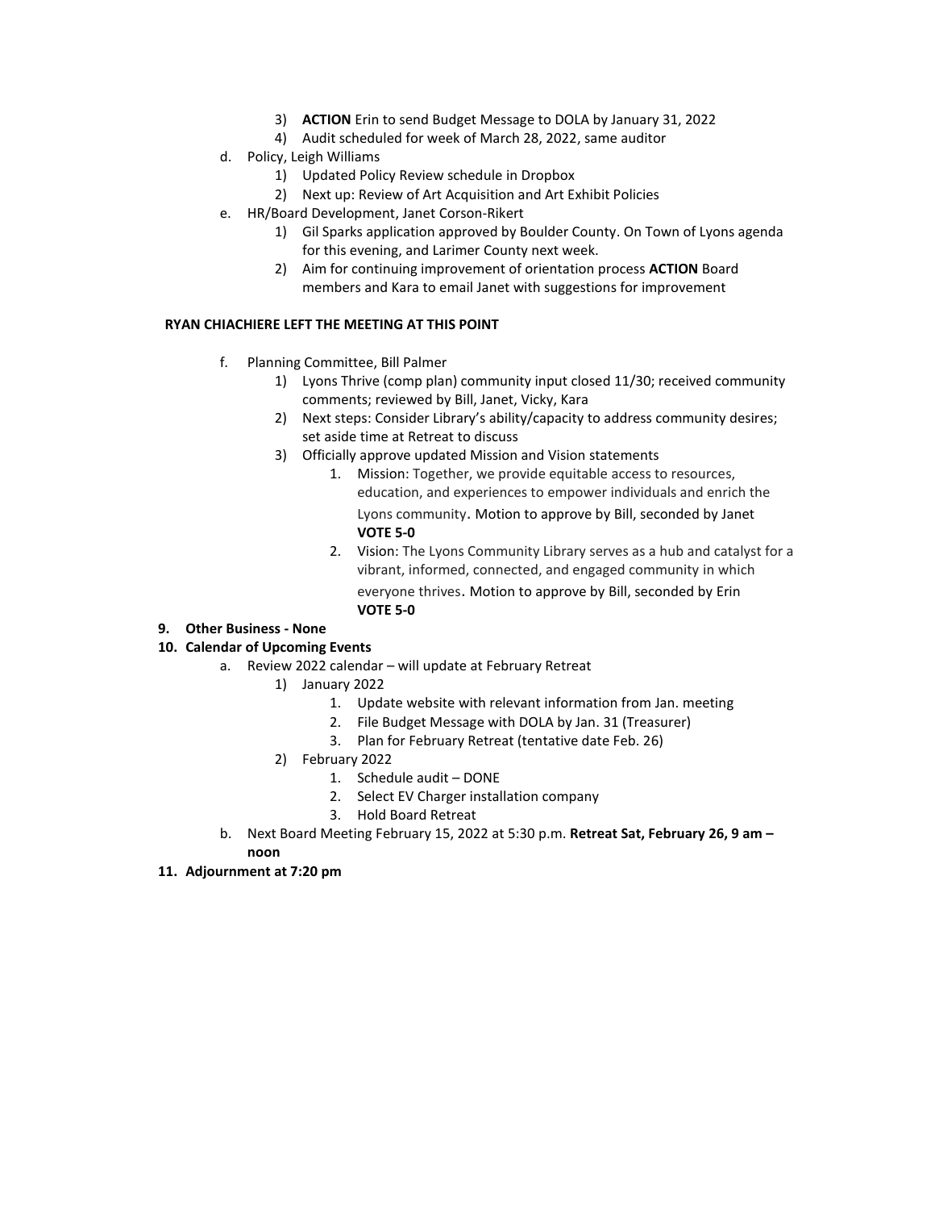3) **ACTION** Erin to send Budget Message to DOLA by January 31, 2022
4) Audit scheduled for week of March 28, 2022, same auditor

d. Policy, Leigh Williams
   1) Updated Policy Review schedule in Dropbox
   2) Next up: Review of Art Acquisition and Art Exhibit Policies

e. HR/Board Development, Janet Corson-Rikert
   1) Gil Sparks application approved by Boulder County. On Town of Lyons agenda for this evening, and Larimer County next week.
   2) Aim for continuing improvement of orientation process **ACTION** Board members and Kara to email Janet with suggestions for improvement

**RYAN CHIACHIERE LEFT THE MEETING AT THIS POINT**

f. Planning Committee, Bill Palmer
   1) Lyons Thrive (comp plan) community input closed 11/30; received community comments; reviewed by Bill, Janet, Vicky, Kara
   2) Next steps: Consider Library's ability/capacity to address community desires; set aside time at Retreat to discuss
   3) Officially approve updated Mission and Vision statements
      1. Mission: Together, we provide equitable access to resources, education, and experiences to empower individuals and enrich the Lyons community. Motion to approve by Bill, seconded by Janet **VOTE 5-0**
      2. Vision: The Lyons Community Library serves as a hub and catalyst for a vibrant, informed, connected, and engaged community in which everyone thrives. Motion to approve by Bill, seconded by Erin **VOTE 5-0**

**9. Other Business - None**

**10. Calendar of Upcoming Events**

a. Review 2022 calendar – will update at February Retreat
   1) January 2022
      1. Update website with relevant information from Jan. meeting
      2. File Budget Message with DOLA by Jan. 31 (Treasurer)
      3. Plan for February Retreat (tentative date Feb. 26)
   2) February 2022
      1. Schedule audit – DONE
      2. Select EV Charger installation company
      3. Hold Board Retreat

b. Next Board Meeting February 15, 2022 at 5:30 p.m. **Retreat Sat, February 26, 9 am – noon**

**11. Adjournment at 7:20 pm**